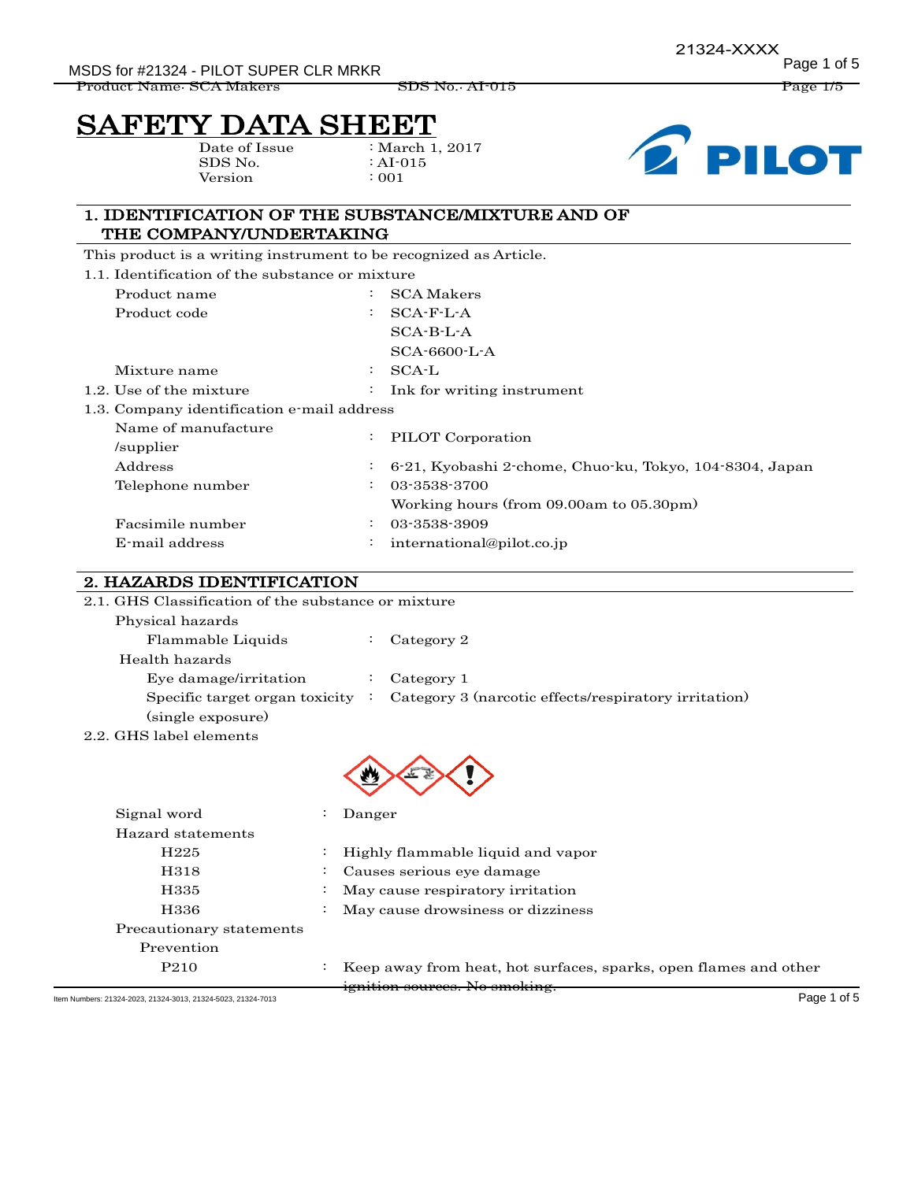# SAFETY DATA SHEET

Date of Issue : March 1, 2017
SDS No. : AI-015
Version : 001

## 1. IDENTIFICATION OF THE SUBSTANCE/MIXTURE AND OF THE COMPANY/UNDERTAKING

This product is a writing instrument to be recognized as Article.

1.1. Identification of the substance or mixture

| | | |
|---|---|---|
| Product name | : | SCA Makers |
| Product code | : | SCA-F-L-A<br>SCA-B-L-A<br>SCA-6600-L-A |
| Mixture name | : | SCA-L |

1.2. Use of the mixture : Ink for writing instrument

1.3. Company identification e-mail address

| | | |
|---|---|---|
| Name of manufacture /supplier | : | PILOT Corporation |
| Address | : | 6-21, Kyobashi 2-chome, Chuo-ku, Tokyo, 104-8304, Japan |
| Telephone number | : | 03-3538-3700<br>Working hours (from 09.00am to 05.30pm) |
| Facsimile number | : | 03-3538-3909 |
| E-mail address | : | international@pilot.co.jp |

## 2. HAZARDS IDENTIFICATION

2.1. GHS Classification of the substance or mixture

Physical hazards

| | | |
|---|---|---|
| Flammable Liquids | : | Category 2 |

Health hazards

| | | |
|---|---|---|
| Eye damage/irritation | : | Category 1 |
| Specific target organ toxicity (single exposure) | : | Category 3 (narcotic effects/respiratory irritation) |

2.2. GHS label elements

| | | |
|---|---|---|
| Signal word | : | Danger |

Hazard statements

| | | |
|---|---|---|
| H225 | : | Highly flammable liquid and vapor |
| H318 | : | Causes serious eye damage |
| H335 | : | May cause respiratory irritation |
| H336 | : | May cause drowsiness or dizziness |

Precautionary statements

Prevention

| | | |
|---|---|---|
| P210 | : | Keep away from heat, hot surfaces, sparks, open flames and other ignition sources. No smoking. |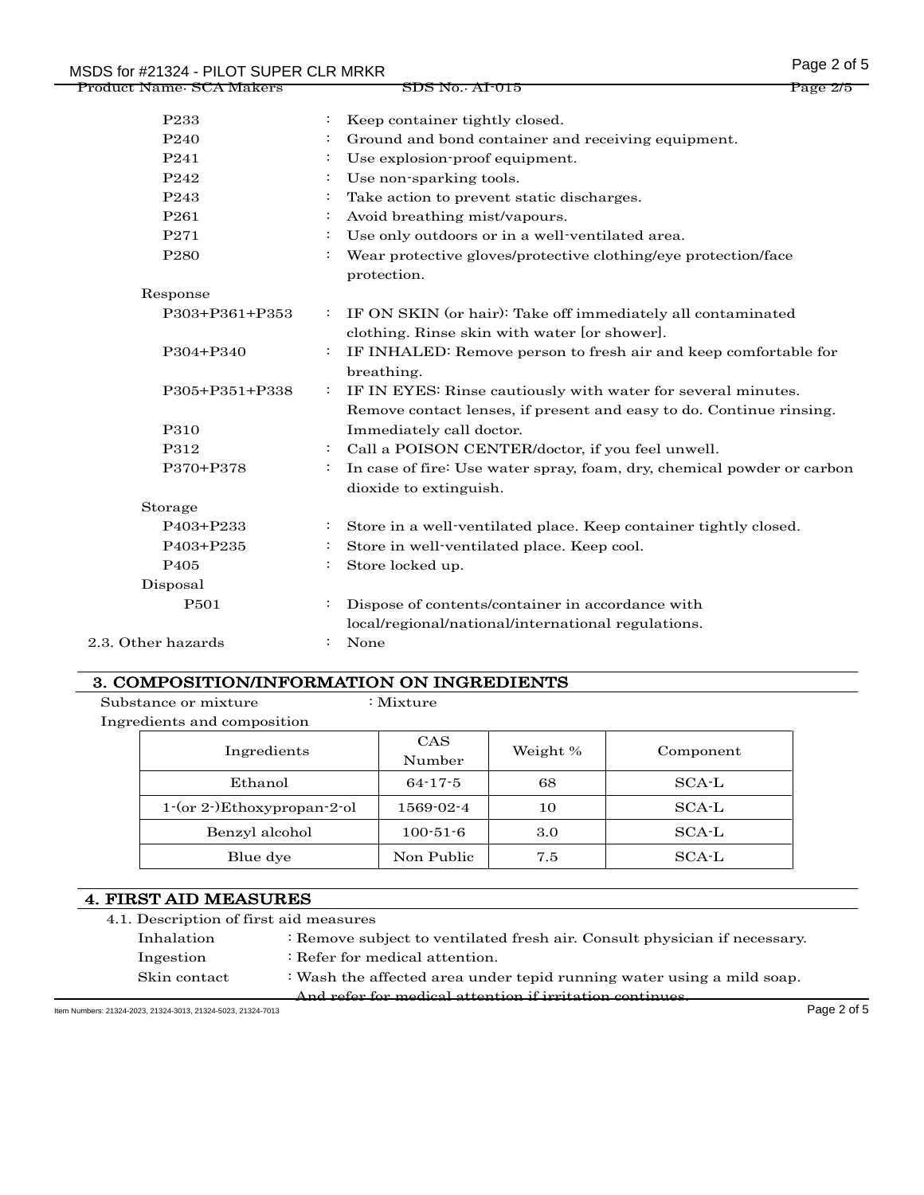| | | |
|---|---|---|
| P233 | : | Keep container tightly closed. |
| P240 | : | Ground and bond container and receiving equipment. |
| P241 | : | Use explosion-proof equipment. |
| P242 | : | Use non-sparking tools. |
| P243 | : | Take action to prevent static discharges. |
| P261 | : | Avoid breathing mist/vapours. |
| P271 | : | Use only outdoors or in a well-ventilated area. |
| P280 | : | Wear protective gloves/protective clothing/eye protection/face protection. |
| **Response** | | |
| P303+P361+P353 | : | IF ON SKIN (or hair): Take off immediately all contaminated clothing. Rinse skin with water [or shower]. |
| P304+P340 | : | IF INHALED: Remove person to fresh air and keep comfortable for breathing. |
| P305+P351+P338 | : | IF IN EYES: Rinse cautiously with water for several minutes. Remove contact lenses, if present and easy to do. Continue rinsing. |
| P310 | | Immediately call doctor. |
| P312 | : | Call a POISON CENTER/doctor, if you feel unwell. |
| P370+P378 | : | In case of fire: Use water spray, foam, dry, chemical powder or carbon dioxide to extinguish. |
| **Storage** | | |
| P403+P233 | : | Store in a well-ventilated place. Keep container tightly closed. |
| P403+P235 | : | Store in well-ventilated place. Keep cool. |
| P405 | : | Store locked up. |
| **Disposal** | | |
| P501 | : | Dispose of contents/container in accordance with local/regional/national/international regulations. |

2.3. Other hazards : None

## 3. COMPOSITION/INFORMATION ON INGREDIENTS

Substance or mixture : Mixture

Ingredients and composition

| Ingredients | CAS Number | Weight % | Component |
|---|---|---|---|
| Ethanol | 64-17-5 | 68 | SCA-L |
| 1-(or 2-)Ethoxypropan-2-ol | 1569-02-4 | 10 | SCA-L |
| Benzyl alcohol | 100-51-6 | 3.0 | SCA-L |
| Blue dye | Non Public | 7.5 | SCA-L |

## 4. FIRST AID MEASURES

4.1. Description of first aid measures

- Inhalation : Remove subject to ventilated fresh air. Consult physician if necessary.
- Ingestion : Refer for medical attention.
- Skin contact : Wash the affected area under tepid running water using a mild soap. And refer for medical attention if irritation continues.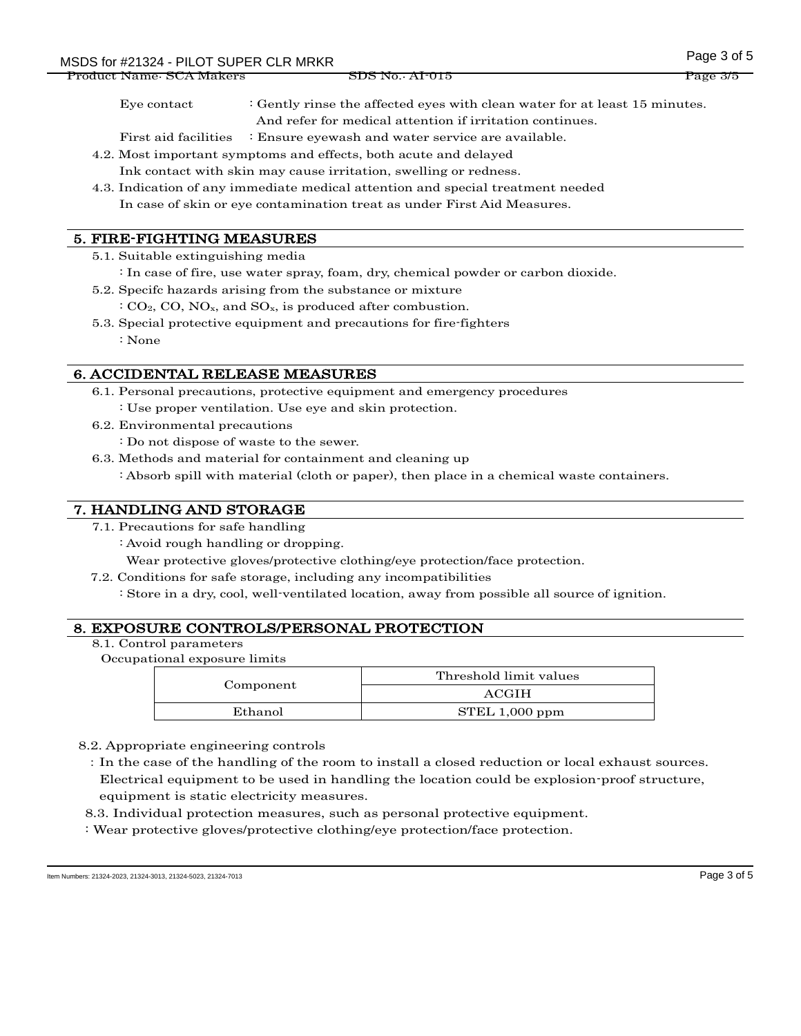Eye contact : Gently rinse the affected eyes with clean water for at least 15 minutes. And refer for medical attention if irritation continues.

First aid facilities : Ensure eyewash and water service are available.

4.2. Most important symptoms and effects, both acute and delayed

Ink contact with skin may cause irritation, swelling or redness.

4.3. Indication of any immediate medical attention and special treatment needed

In case of skin or eye contamination treat as under First Aid Measures.

## 5. FIRE-FIGHTING MEASURES

5.1. Suitable extinguishing media

: In case of fire, use water spray, foam, dry, chemical powder or carbon dioxide.

5.2. Specifc hazards arising from the substance or mixture

: $CO_2$, CO, $NO_x$, and $SO_x$, is produced after combustion.

5.3. Special protective equipment and precautions for fire-fighters

: None

## 6. ACCIDENTAL RELEASE MEASURES

6.1. Personal precautions, protective equipment and emergency procedures

: Use proper ventilation. Use eye and skin protection.

6.2. Environmental precautions

: Do not dispose of waste to the sewer.

6.3. Methods and material for containment and cleaning up

: Absorb spill with material (cloth or paper), then place in a chemical waste containers.

## 7. HANDLING AND STORAGE

7.1. Precautions for safe handling

: Avoid rough handling or dropping.

Wear protective gloves/protective clothing/eye protection/face protection.

7.2. Conditions for safe storage, including any incompatibilities

: Store in a dry, cool, well-ventilated location, away from possible all source of ignition.

## 8. EXPOSURE CONTROLS/PERSONAL PROTECTION

8.1. Control parameters

Occupational exposure limits

| Component | Threshold limit values |
|---|---|
| | ACGIH |
| Ethanol | STEL 1,000 ppm |

8.2. Appropriate engineering controls

: In the case of the handling of the room to install a closed reduction or local exhaust sources. Electrical equipment to be used in handling the location could be explosion-proof structure, equipment is static electricity measures.

8.3. Individual protection measures, such as personal protective equipment.

: Wear protective gloves/protective clothing/eye protection/face protection.

Item Numbers: 21324-2023, 21324-3013, 21324-5023, 21324-7013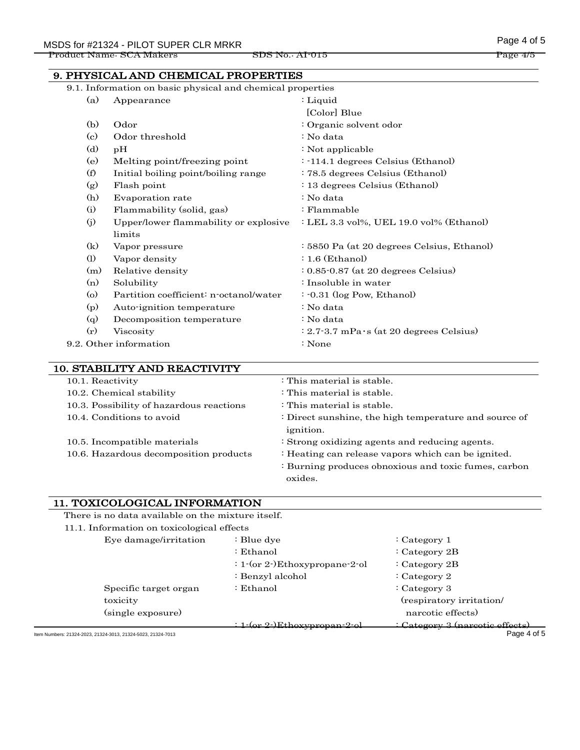## 9. PHYSICAL AND CHEMICAL PROPERTIES

9.1. Information on basic physical and chemical properties

| | | |
|---|---|---|
| (a) | Appearance | : Liquid<br>[Color] Blue |
| (b) | Odor | : Organic solvent odor |
| (c) | Odor threshold | : No data |
| (d) | pH | : Not applicable |
| (e) | Melting point/freezing point | : -114.1 degrees Celsius (Ethanol) |
| (f) | Initial boiling point/boiling range | : 78.5 degrees Celsius (Ethanol) |
| (g) | Flash point | : 13 degrees Celsius (Ethanol) |
| (h) | Evaporation rate | : No data |
| (i) | Flammability (solid, gas) | : Flammable |
| (j) | Upper/lower flammability or explosive limits | : LEL 3.3 vol%, UEL 19.0 vol% (Ethanol) |
| (k) | Vapor pressure | : 5850 Pa (at 20 degrees Celsius, Ethanol) |
| (l) | Vapor density | : 1.6 (Ethanol) |
| (m) | Relative density | : 0.85-0.87 (at 20 degrees Celsius) |
| (n) | Solubility | : Insoluble in water |
| (o) | Partition coefficient: n-octanol/water | : -0.31 (log Pow, Ethanol) |
| (p) | Auto-ignition temperature | : No data |
| (q) | Decomposition temperature | : No data |
| (r) | Viscosity | : 2.7-3.7 mPa·s (at 20 degrees Celsius) |

9.2. Other information : None

## 10. STABILITY AND REACTIVITY

| | |
|---|---|
| 10.1. Reactivity | : This material is stable. |
| 10.2. Chemical stability | : This material is stable. |
| 10.3. Possibility of hazardous reactions | : This material is stable. |
| 10.4. Conditions to avoid | : Direct sunshine, the high temperature and source of ignition. |
| 10.5. Incompatible materials | : Strong oxidizing agents and reducing agents. |
| 10.6. Hazardous decomposition products | : Heating can release vapors which can be ignited.<br>: Burning produces obnoxious and toxic fumes, carbon oxides. |

## 11. TOXICOLOGICAL INFORMATION

There is no data available on the mixture itself.

11.1. Information on toxicological effects

| | | |
|---|---|---|
| Eye damage/irritation | : Blue dye | : Category 1 |
| | : Ethanol | : Category 2B |
| | : 1-(or 2-)Ethoxypropane-2-ol | : Category 2B |
| | : Benzyl alcohol | : Category 2 |
| Specific target organ toxicity (single exposure) | : Ethanol | : Category 3 (respiratory irritation/ narcotic effects) |
| | : 1-(or 2-)Ethoxypropan-2-ol | : Category 3 (narcotic effects) |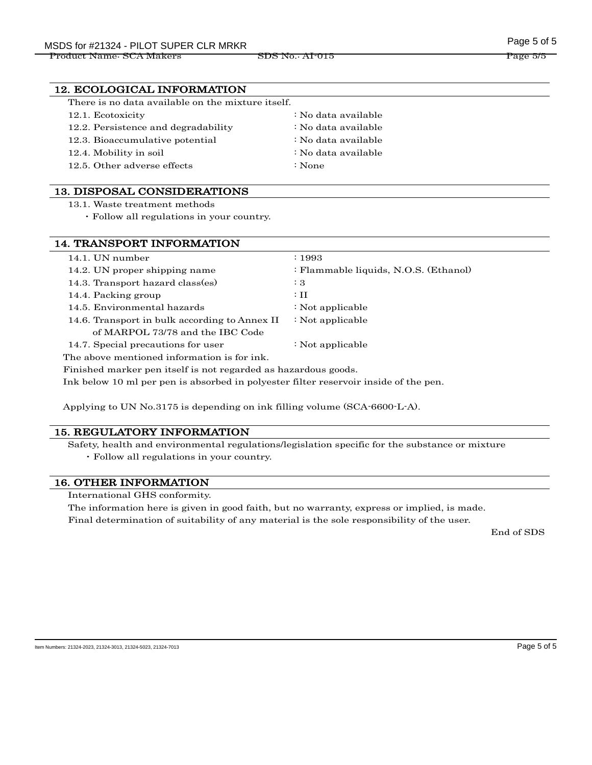## 12. ECOLOGICAL INFORMATION

There is no data available on the mixture itself.

| | |
|---|---|
| 12.1. Ecotoxicity | : No data available |
| 12.2. Persistence and degradability | : No data available |
| 12.3. Bioaccumulative potential | : No data available |
| 12.4. Mobility in soil | : No data available |
| 12.5. Other adverse effects | : None |

## 13. DISPOSAL CONSIDERATIONS

13.1. Waste treatment methods

・Follow all regulations in your country.

## 14. TRANSPORT INFORMATION

| | |
|---|---|
| 14.1. UN number | : 1993 |
| 14.2. UN proper shipping name | : Flammable liquids, N.O.S. (Ethanol) |
| 14.3. Transport hazard class(es) | : 3 |
| 14.4. Packing group | : II |
| 14.5. Environmental hazards | : Not applicable |
| 14.6. Transport in bulk according to Annex II of MARPOL 73/78 and the IBC Code | : Not applicable |
| 14.7. Special precautions for user | : Not applicable |

The above mentioned information is for ink.

Finished marker pen itself is not regarded as hazardous goods.

Ink below 10 ml per pen is absorbed in polyester filter reservoir inside of the pen.

Applying to UN No.3175 is depending on ink filling volume (SCA-6600-L-A).

## 15. REGULATORY INFORMATION

Safety, health and environmental regulations/legislation specific for the substance or mixture

・Follow all regulations in your country.

## 16. OTHER INFORMATION

International GHS conformity.

The information here is given in good faith, but no warranty, express or implied, is made.

Final determination of suitability of any material is the sole responsibility of the user.

End of SDS

Item Numbers: 21324-2023, 21324-3013, 21324-5023, 21324-7013